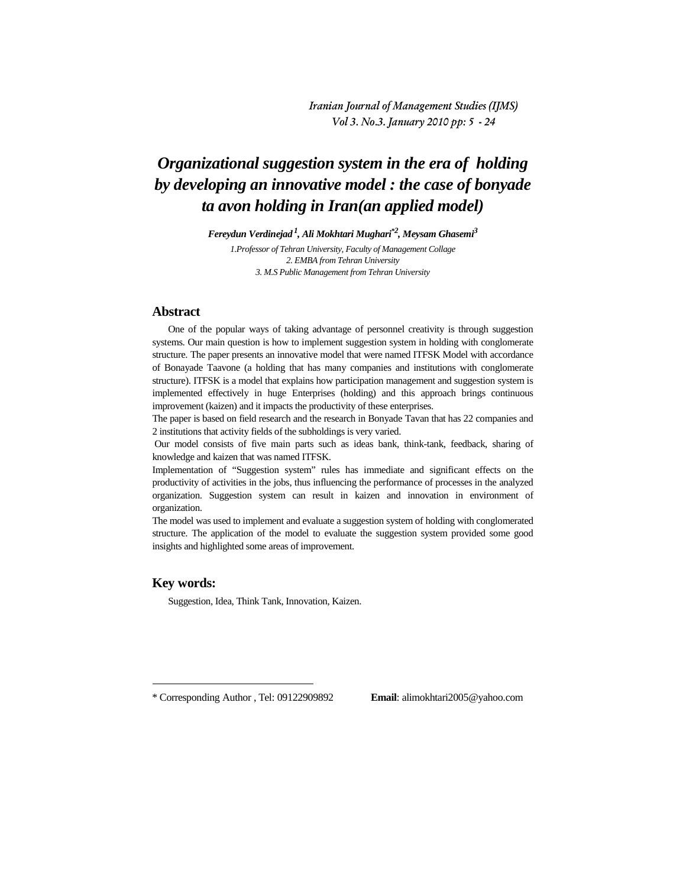# *Organizational suggestion system in the era of holding by developing an innovative model : the case of bonyade ta avon holding in Iran(an applied model)*

***Fereydun Verdinejad*** [1]***, Ali Mokhtari Mughari*** [*2]***, Meysam Ghasemi*** [3]

*1.Professor of Tehran University, Faculty of Management Collage*
*2. EMBA from Tehran University*
*3. M.S Public Management from Tehran University*

## Abstract

One of the popular ways of taking advantage of personnel creativity is through suggestion systems. Our main question is how to implement suggestion system in holding with conglomerate structure. The paper presents an innovative model that were named ITFSK Model with accordance of Bonayade Taavone (a holding that has many companies and institutions with conglomerate structure). ITFSK is a model that explains how participation management and suggestion system is implemented effectively in huge Enterprises (holding) and this approach brings continuous improvement (kaizen) and it impacts the productivity of these enterprises.

The paper is based on field research and the research in Bonyade Tavan that has 22 companies and 2 institutions that activity fields of the subholdings is very varied.

Our model consists of five main parts such as ideas bank, think-tank, feedback, sharing of knowledge and kaizen that was named ITFSK.

Implementation of "Suggestion system" rules has immediate and significant effects on the productivity of activities in the jobs, thus influencing the performance of processes in the analyzed organization. Suggestion system can result in kaizen and innovation in environment of organization.

The model was used to implement and evaluate a suggestion system of holding with conglomerated structure. The application of the model to evaluate the suggestion system provided some good insights and highlighted some areas of improvement.

## Key words:

Suggestion, Idea, Think Tank, Innovation, Kaizen.

---

\* Corresponding Author , Tel: 09122909892 **Email**: alimokhtari2005@yahoo.com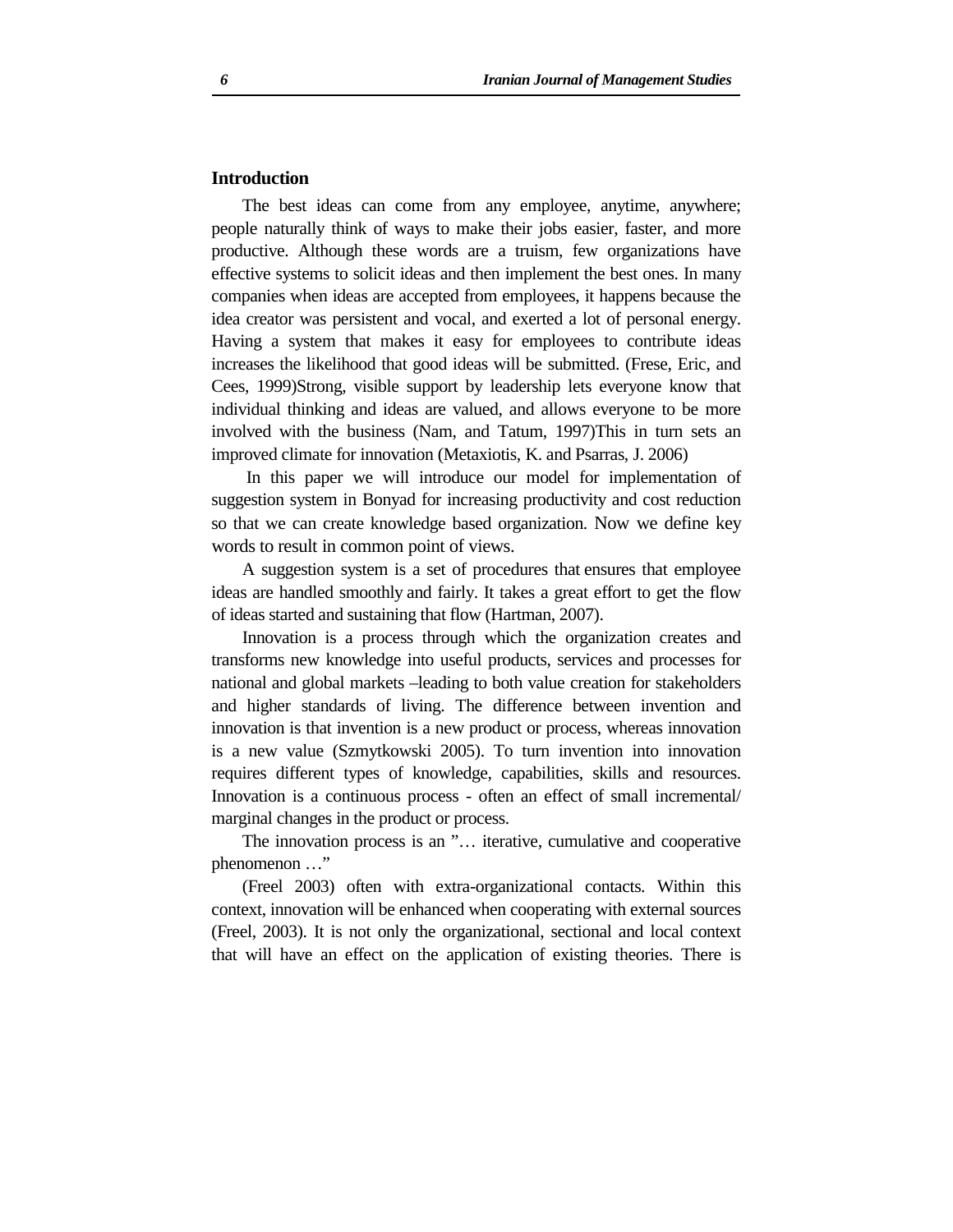## Introduction

The best ideas can come from any employee, anytime, anywhere; people naturally think of ways to make their jobs easier, faster, and more productive. Although these words are a truism, few organizations have effective systems to solicit ideas and then implement the best ones. In many companies when ideas are accepted from employees, it happens because the idea creator was persistent and vocal, and exerted a lot of personal energy. Having a system that makes it easy for employees to contribute ideas increases the likelihood that good ideas will be submitted. (Frese, Eric, and Cees, 1999)Strong, visible support by leadership lets everyone know that individual thinking and ideas are valued, and allows everyone to be more involved with the business (Nam, and Tatum, 1997)This in turn sets an improved climate for innovation (Metaxiotis, K. and Psarras, J. 2006)

In this paper we will introduce our model for implementation of suggestion system in Bonyad for increasing productivity and cost reduction so that we can create knowledge based organization. Now we define key words to result in common point of views.

A suggestion system is a set of procedures that ensures that employee ideas are handled smoothly and fairly. It takes a great effort to get the flow of ideas started and sustaining that flow (Hartman, 2007).

Innovation is a process through which the organization creates and transforms new knowledge into useful products, services and processes for national and global markets –leading to both value creation for stakeholders and higher standards of living. The difference between invention and innovation is that invention is a new product or process, whereas innovation is a new value (Szmytkowski 2005). To turn invention into innovation requires different types of knowledge, capabilities, skills and resources. Innovation is a continuous process - often an effect of small incremental/ marginal changes in the product or process.

The innovation process is an "… iterative, cumulative and cooperative phenomenon …"

(Freel 2003) often with extra-organizational contacts. Within this context, innovation will be enhanced when cooperating with external sources (Freel, 2003). It is not only the organizational, sectional and local context that will have an effect on the application of existing theories. There is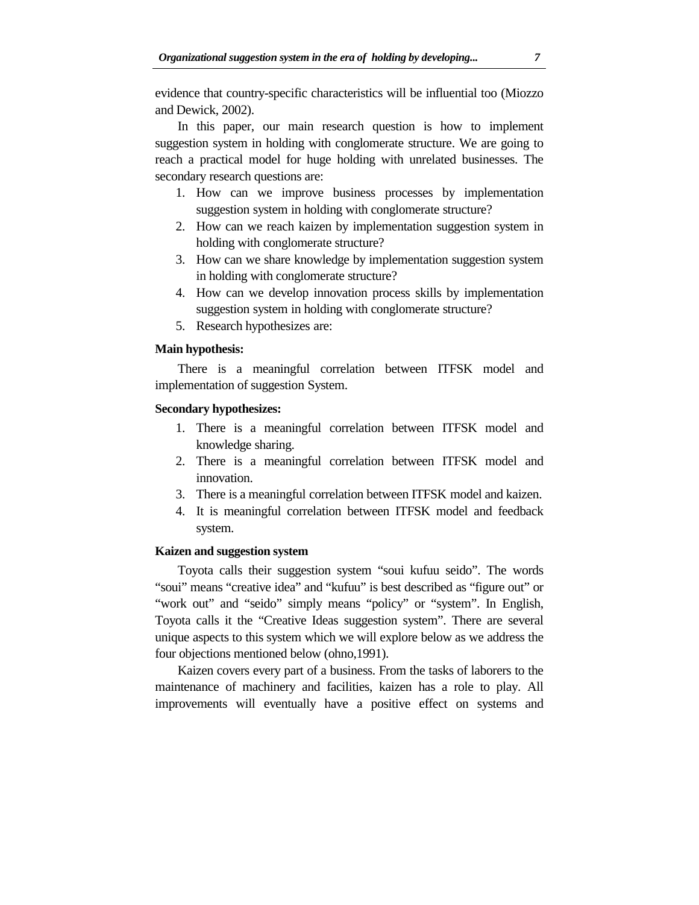evidence that country-specific characteristics will be influential too (Miozzo and Dewick, 2002).

In this paper, our main research question is how to implement suggestion system in holding with conglomerate structure. We are going to reach a practical model for huge holding with unrelated businesses. The secondary research questions are:

1. How can we improve business processes by implementation suggestion system in holding with conglomerate structure?
2. How can we reach kaizen by implementation suggestion system in holding with conglomerate structure?
3. How can we share knowledge by implementation suggestion system in holding with conglomerate structure?
4. How can we develop innovation process skills by implementation suggestion system in holding with conglomerate structure?
5. Research hypothesizes are:

**Main hypothesis:**

There is a meaningful correlation between ITFSK model and implementation of suggestion System.

**Secondary hypothesizes:**

1. There is a meaningful correlation between ITFSK model and knowledge sharing.
2. There is a meaningful correlation between ITFSK model and innovation.
3. There is a meaningful correlation between ITFSK model and kaizen.
4. It is meaningful correlation between ITFSK model and feedback system.

**Kaizen and suggestion system**

Toyota calls their suggestion system “soui kufuu seido”. The words “soui” means “creative idea” and “kufuu” is best described as “figure out” or “work out” and “seido” simply means “policy” or “system”. In English, Toyota calls it the “Creative Ideas suggestion system”. There are several unique aspects to this system which we will explore below as we address the four objections mentioned below (ohno,1991).

Kaizen covers every part of a business. From the tasks of laborers to the maintenance of machinery and facilities, kaizen has a role to play. All improvements will eventually have a positive effect on systems and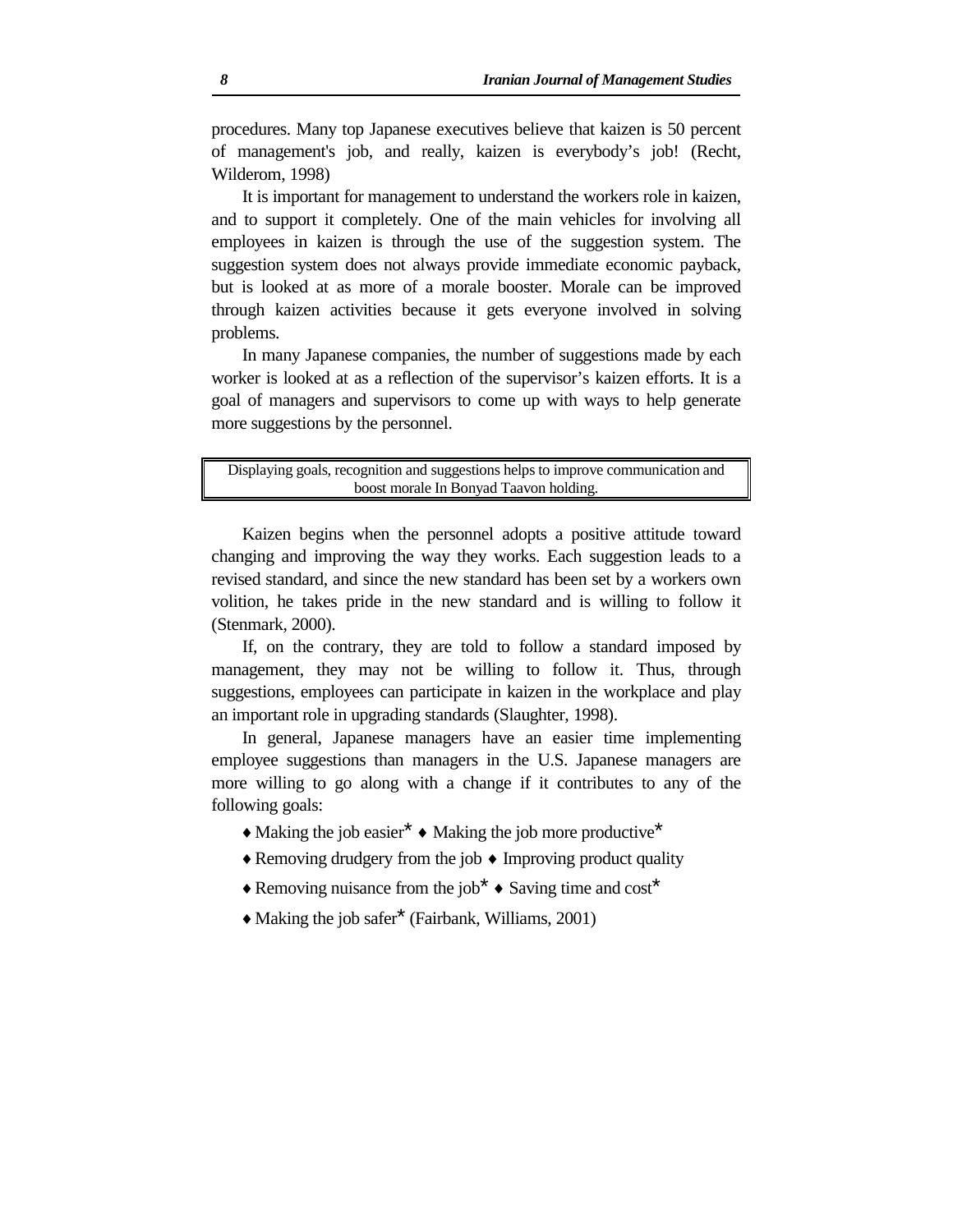procedures. Many top Japanese executives believe that kaizen is 50 percent of management's job, and really, kaizen is everybody's job! (Recht, Wilderom, 1998)

It is important for management to understand the workers role in kaizen, and to support it completely. One of the main vehicles for involving all employees in kaizen is through the use of the suggestion system. The suggestion system does not always provide immediate economic payback, but is looked at as more of a morale booster. Morale can be improved through kaizen activities because it gets everyone involved in solving problems.

In many Japanese companies, the number of suggestions made by each worker is looked at as a reflection of the supervisor's kaizen efforts. It is a goal of managers and supervisors to come up with ways to help generate more suggestions by the personnel.

| Displaying goals, recognition and suggestions helps to improve communication and boost morale In Bonyad Taavon holding. |
|---|

Kaizen begins when the personnel adopts a positive attitude toward changing and improving the way they works. Each suggestion leads to a revised standard, and since the new standard has been set by a workers own volition, he takes pride in the new standard and is willing to follow it (Stenmark, 2000).

If, on the contrary, they are told to follow a standard imposed by management, they may not be willing to follow it. Thus, through suggestions, employees can participate in kaizen in the workplace and play an important role in upgrading standards (Slaughter, 1998).

In general, Japanese managers have an easier time implementing employee suggestions than managers in the U.S. Japanese managers are more willing to go along with a change if it contributes to any of the following goals:

♦ Making the job easier* ♦ Making the job more productive*

♦ Removing drudgery from the job ♦ Improving product quality

♦ Removing nuisance from the job* ♦ Saving time and cost*

♦ Making the job safer* (Fairbank, Williams, 2001)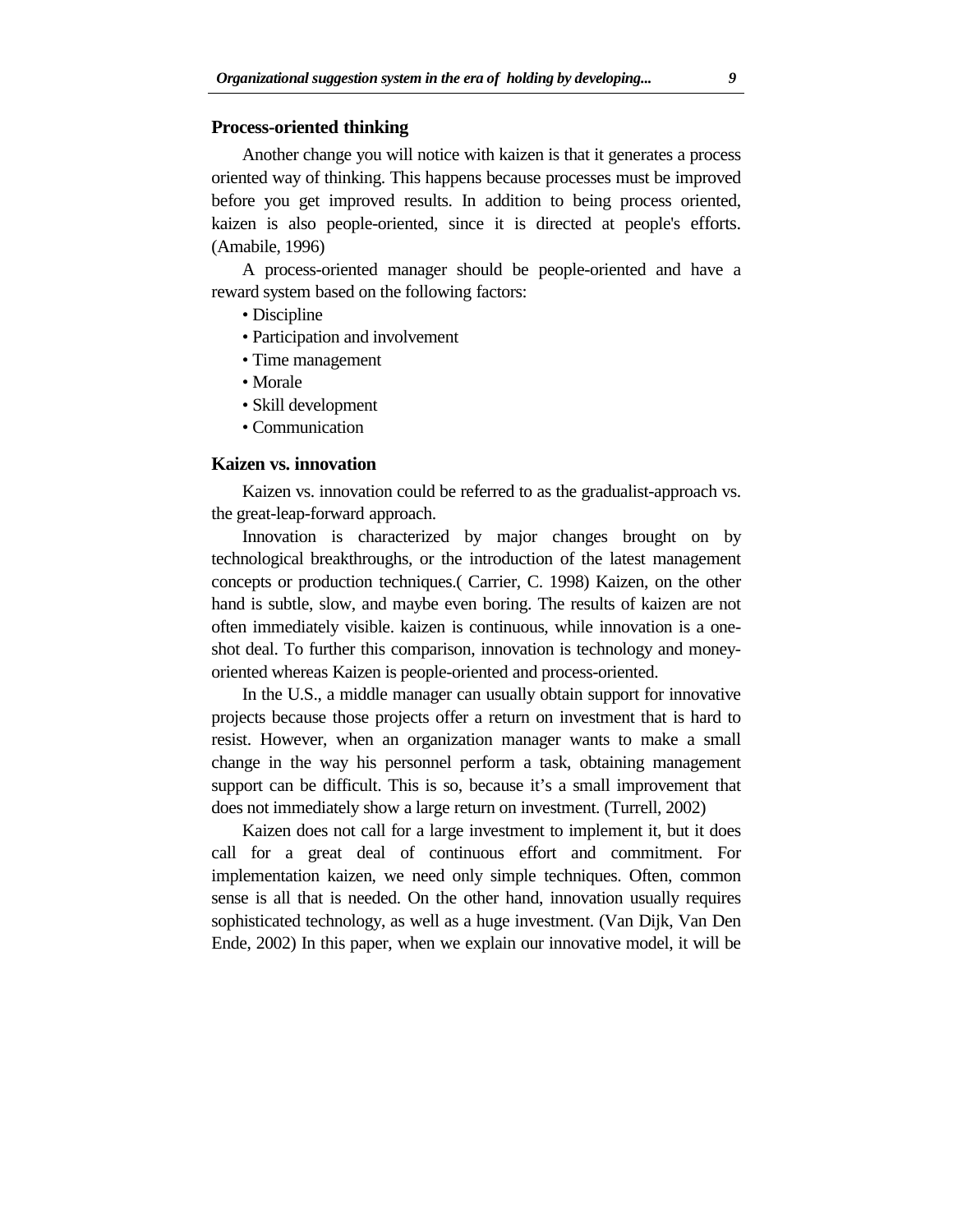## Process-oriented thinking

Another change you will notice with kaizen is that it generates a process oriented way of thinking. This happens because processes must be improved before you get improved results. In addition to being process oriented, kaizen is also people-oriented, since it is directed at people's efforts. (Amabile, 1996)

A process-oriented manager should be people-oriented and have a reward system based on the following factors:

- Discipline
- Participation and involvement
- Time management
- Morale
- Skill development
- Communication

## Kaizen vs. innovation

Kaizen vs. innovation could be referred to as the gradualist-approach vs. the great-leap-forward approach.

Innovation is characterized by major changes brought on by technological breakthroughs, or the introduction of the latest management concepts or production techniques.( Carrier, C. 1998) Kaizen, on the other hand is subtle, slow, and maybe even boring. The results of kaizen are not often immediately visible. kaizen is continuous, while innovation is a one-shot deal. To further this comparison, innovation is technology and money-oriented whereas Kaizen is people-oriented and process-oriented.

In the U.S., a middle manager can usually obtain support for innovative projects because those projects offer a return on investment that is hard to resist. However, when an organization manager wants to make a small change in the way his personnel perform a task, obtaining management support can be difficult. This is so, because it's a small improvement that does not immediately show a large return on investment. (Turrell, 2002)

Kaizen does not call for a large investment to implement it, but it does call for a great deal of continuous effort and commitment. For implementation kaizen, we need only simple techniques. Often, common sense is all that is needed. On the other hand, innovation usually requires sophisticated technology, as well as a huge investment. (Van Dijk, Van Den Ende, 2002) In this paper, when we explain our innovative model, it will be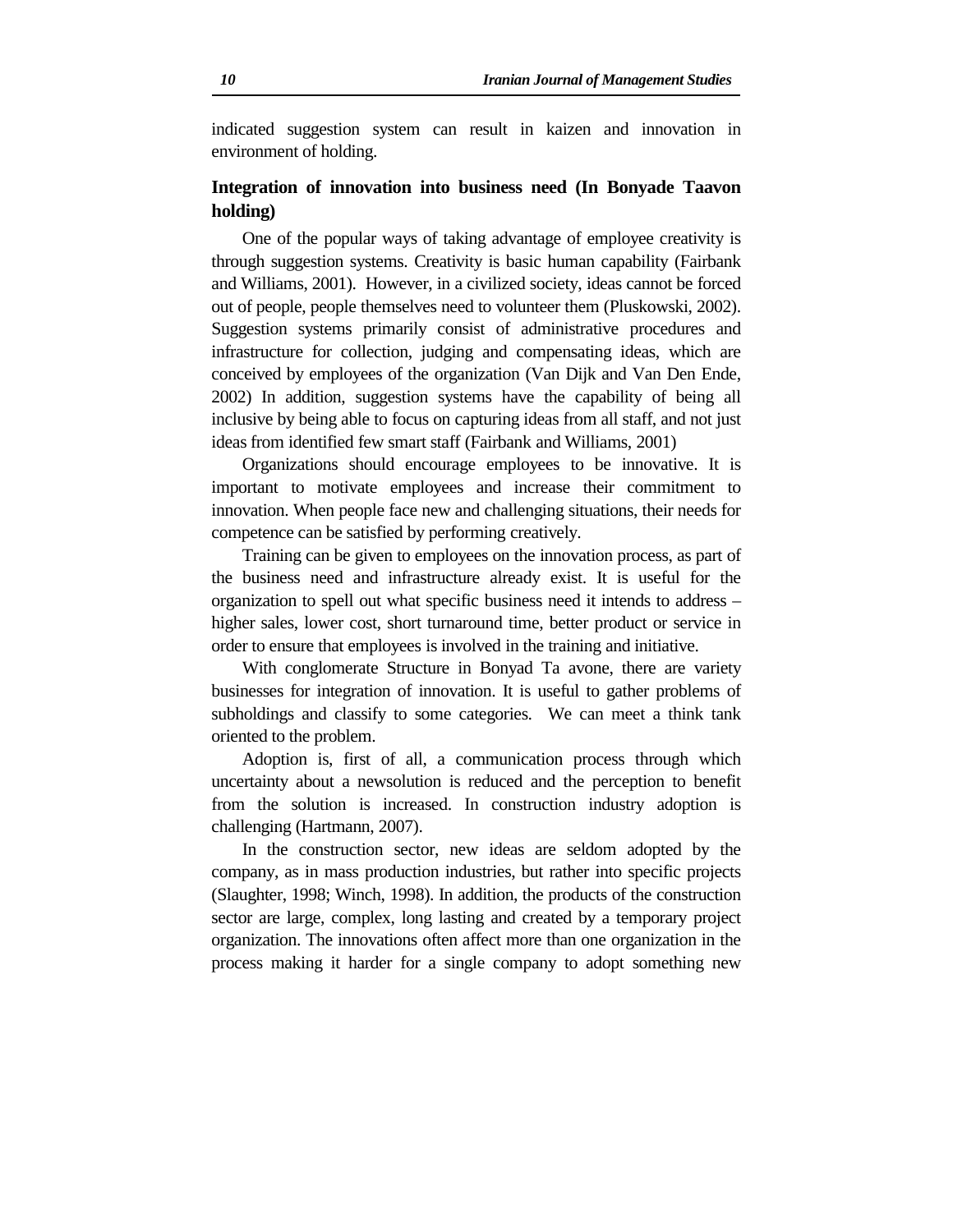indicated suggestion system can result in kaizen and innovation in environment of holding.

## Integration of innovation into business need (In Bonyade Taavon holding)

One of the popular ways of taking advantage of employee creativity is through suggestion systems. Creativity is basic human capability (Fairbank and Williams, 2001). However, in a civilized society, ideas cannot be forced out of people, people themselves need to volunteer them (Pluskowski, 2002). Suggestion systems primarily consist of administrative procedures and infrastructure for collection, judging and compensating ideas, which are conceived by employees of the organization (Van Dijk and Van Den Ende, 2002) In addition, suggestion systems have the capability of being all inclusive by being able to focus on capturing ideas from all staff, and not just ideas from identified few smart staff (Fairbank and Williams, 2001)

Organizations should encourage employees to be innovative. It is important to motivate employees and increase their commitment to innovation. When people face new and challenging situations, their needs for competence can be satisfied by performing creatively.

Training can be given to employees on the innovation process, as part of the business need and infrastructure already exist. It is useful for the organization to spell out what specific business need it intends to address – higher sales, lower cost, short turnaround time, better product or service in order to ensure that employees is involved in the training and initiative.

With conglomerate Structure in Bonyad Ta avone, there are variety businesses for integration of innovation. It is useful to gather problems of subholdings and classify to some categories. We can meet a think tank oriented to the problem.

Adoption is, first of all, a communication process through which uncertainty about a newsolution is reduced and the perception to benefit from the solution is increased. In construction industry adoption is challenging (Hartmann, 2007).

In the construction sector, new ideas are seldom adopted by the company, as in mass production industries, but rather into specific projects (Slaughter, 1998; Winch, 1998). In addition, the products of the construction sector are large, complex, long lasting and created by a temporary project organization. The innovations often affect more than one organization in the process making it harder for a single company to adopt something new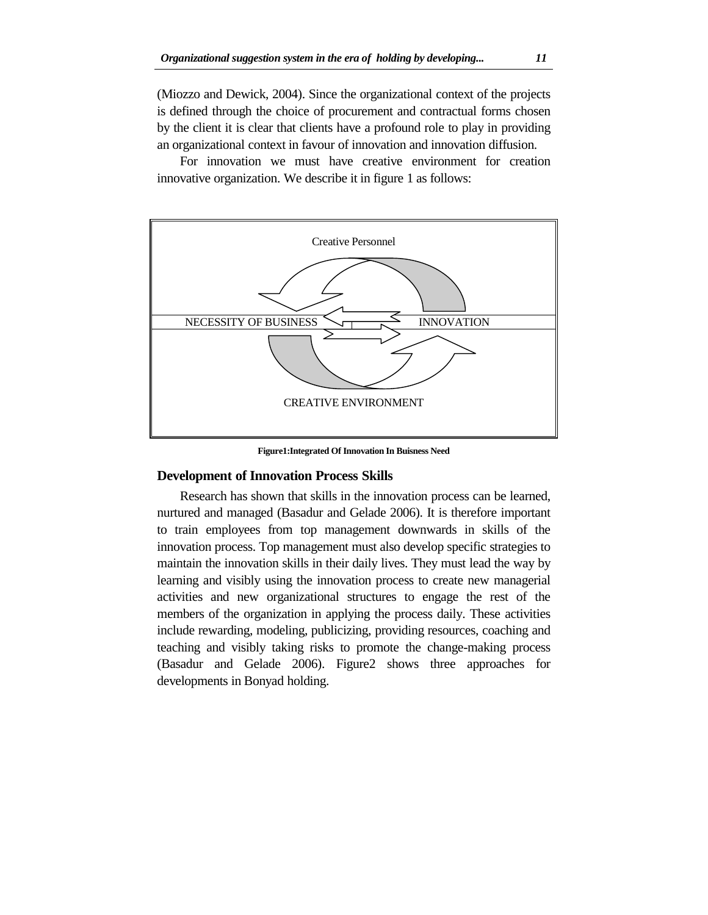(Miozzo and Dewick, 2004). Since the organizational context of the projects is defined through the choice of procurement and contractual forms chosen by the client it is clear that clients have a profound role to play in providing an organizational context in favour of innovation and innovation diffusion.

For innovation we must have creative environment for creation innovative organization. We describe it in figure 1 as follows:

Creative Personnel

NECESSITY OF BUSINESS INNOVATION

CREATIVE ENVIRONMENT

**Figure1:Integrated Of Innovation In Buisness Need**

## Development of Innovation Process Skills

Research has shown that skills in the innovation process can be learned, nurtured and managed (Basadur and Gelade 2006). It is therefore important to train employees from top management downwards in skills of the innovation process. Top management must also develop specific strategies to maintain the innovation skills in their daily lives. They must lead the way by learning and visibly using the innovation process to create new managerial activities and new organizational structures to engage the rest of the members of the organization in applying the process daily. These activities include rewarding, modeling, publicizing, providing resources, coaching and teaching and visibly taking risks to promote the change-making process (Basadur and Gelade 2006). Figure2 shows three approaches for developments in Bonyad holding.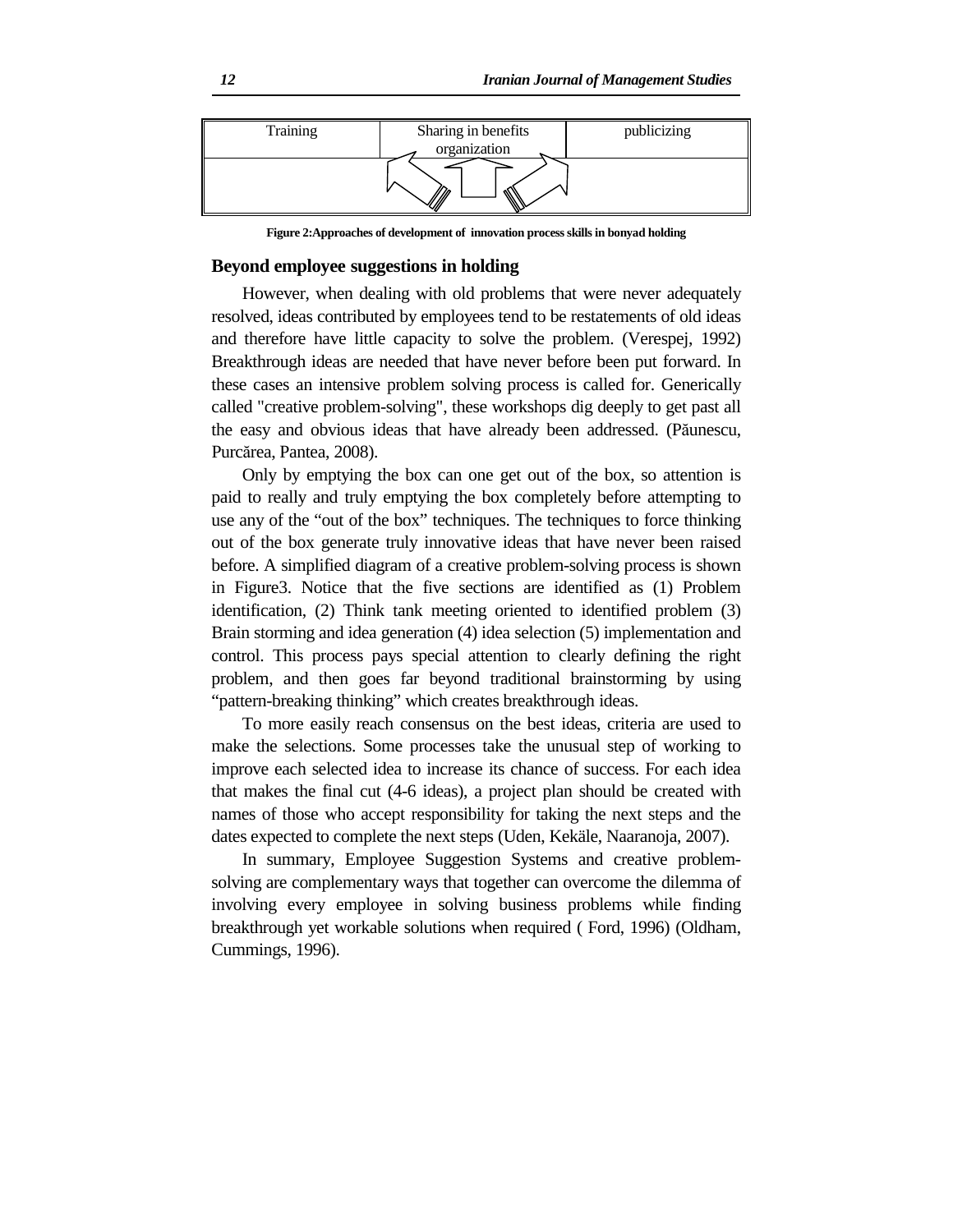| Training | Sharing in benefits organization | publicizing |
|---|---|---|
| | | |

**Figure 2:Approaches of development of innovation process skills in bonyad holding**

## Beyond employee suggestions in holding

However, when dealing with old problems that were never adequately resolved, ideas contributed by employees tend to be restatements of old ideas and therefore have little capacity to solve the problem. (Verespej, 1992) Breakthrough ideas are needed that have never before been put forward. In these cases an intensive problem solving process is called for. Generically called "creative problem-solving", these workshops dig deeply to get past all the easy and obvious ideas that have already been addressed. (Păunescu, Purcărea, Pantea, 2008).

Only by emptying the box can one get out of the box, so attention is paid to really and truly emptying the box completely before attempting to use any of the "out of the box" techniques. The techniques to force thinking out of the box generate truly innovative ideas that have never been raised before. A simplified diagram of a creative problem-solving process is shown in Figure3. Notice that the five sections are identified as (1) Problem identification, (2) Think tank meeting oriented to identified problem (3) Brain storming and idea generation (4) idea selection (5) implementation and control. This process pays special attention to clearly defining the right problem, and then goes far beyond traditional brainstorming by using "pattern-breaking thinking" which creates breakthrough ideas.

To more easily reach consensus on the best ideas, criteria are used to make the selections. Some processes take the unusual step of working to improve each selected idea to increase its chance of success. For each idea that makes the final cut (4-6 ideas), a project plan should be created with names of those who accept responsibility for taking the next steps and the dates expected to complete the next steps (Uden, Kekäle, Naaranoja, 2007).

In summary, Employee Suggestion Systems and creative problem-solving are complementary ways that together can overcome the dilemma of involving every employee in solving business problems while finding breakthrough yet workable solutions when required ( Ford, 1996) (Oldham, Cummings, 1996).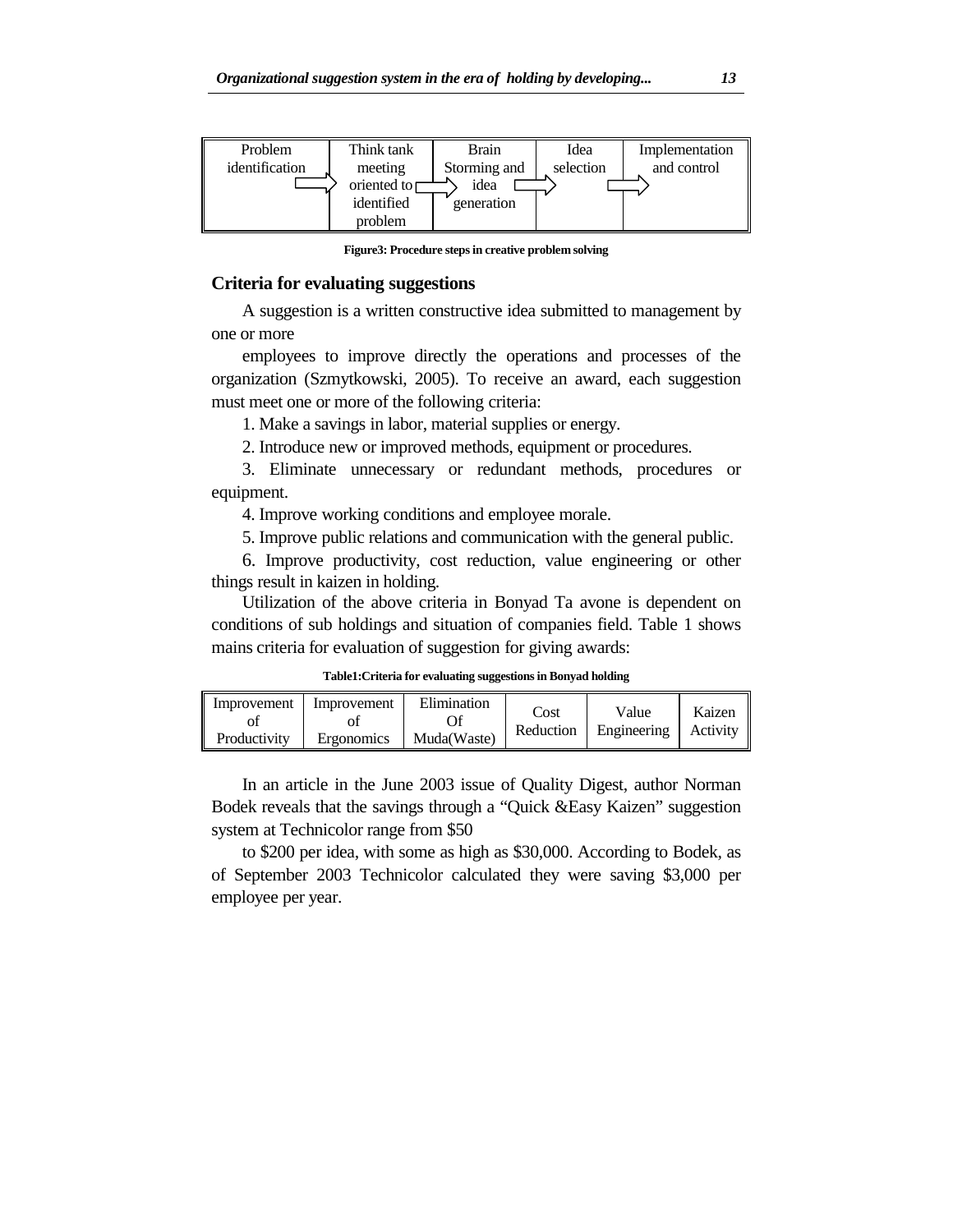| Problem identification | Think tank meeting oriented to identified problem | Brain Storming and idea generation | Idea selection | Implementation and control |
|---|---|---|---|---|

**Figure3: Procedure steps in creative problem solving**

## Criteria for evaluating suggestions

A suggestion is a written constructive idea submitted to management by one or more

employees to improve directly the operations and processes of the organization (Szmytkowski, 2005). To receive an award, each suggestion must meet one or more of the following criteria:

1. Make a savings in labor, material supplies or energy.

2. Introduce new or improved methods, equipment or procedures.

3. Eliminate unnecessary or redundant methods, procedures or equipment.

4. Improve working conditions and employee morale.

5. Improve public relations and communication with the general public.

6. Improve productivity, cost reduction, value engineering or other things result in kaizen in holding.

Utilization of the above criteria in Bonyad Ta avone is dependent on conditions of sub holdings and situation of companies field. Table 1 shows mains criteria for evaluation of suggestion for giving awards:

**Table1:Criteria for evaluating suggestions in Bonyad holding**

| Improvement of Productivity | Improvement of Ergonomics | Elimination Of Muda(Waste) | Cost Reduction | Value Engineering | Kaizen Activity |
|---|---|---|---|---|---|

In an article in the June 2003 issue of Quality Digest, author Norman Bodek reveals that the savings through a "Quick &Easy Kaizen" suggestion system at Technicolor range from $50

to $200 per idea, with some as high as $30,000. According to Bodek, as of September 2003 Technicolor calculated they were saving $3,000 per employee per year.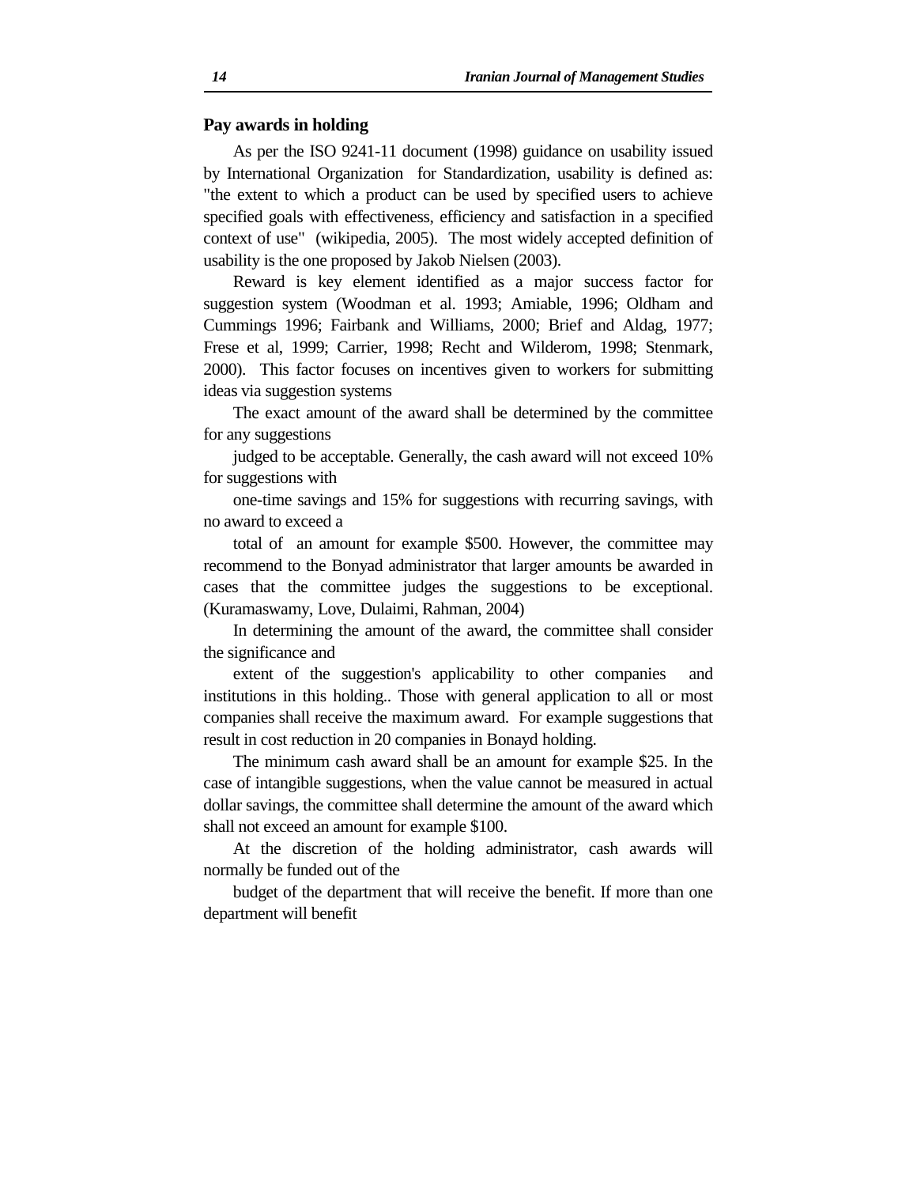## Pay awards in holding

As per the ISO 9241-11 document (1998) guidance on usability issued by International Organization for Standardization, usability is defined as: "the extent to which a product can be used by specified users to achieve specified goals with effectiveness, efficiency and satisfaction in a specified context of use" (wikipedia, 2005). The most widely accepted definition of usability is the one proposed by Jakob Nielsen (2003).

Reward is key element identified as a major success factor for suggestion system (Woodman et al. 1993; Amiable, 1996; Oldham and Cummings 1996; Fairbank and Williams, 2000; Brief and Aldag, 1977; Frese et al, 1999; Carrier, 1998; Recht and Wilderom, 1998; Stenmark, 2000). This factor focuses on incentives given to workers for submitting ideas via suggestion systems

The exact amount of the award shall be determined by the committee for any suggestions

judged to be acceptable. Generally, the cash award will not exceed 10% for suggestions with

one-time savings and 15% for suggestions with recurring savings, with no award to exceed a

total of an amount for example $500. However, the committee may recommend to the Bonyad administrator that larger amounts be awarded in cases that the committee judges the suggestions to be exceptional. (Kuramaswamy, Love, Dulaimi, Rahman, 2004)

In determining the amount of the award, the committee shall consider the significance and

extent of the suggestion's applicability to other companies and institutions in this holding.. Those with general application to all or most companies shall receive the maximum award. For example suggestions that result in cost reduction in 20 companies in Bonayd holding.

The minimum cash award shall be an amount for example $25. In the case of intangible suggestions, when the value cannot be measured in actual dollar savings, the committee shall determine the amount of the award which shall not exceed an amount for example $100.

At the discretion of the holding administrator, cash awards will normally be funded out of the

budget of the department that will receive the benefit. If more than one department will benefit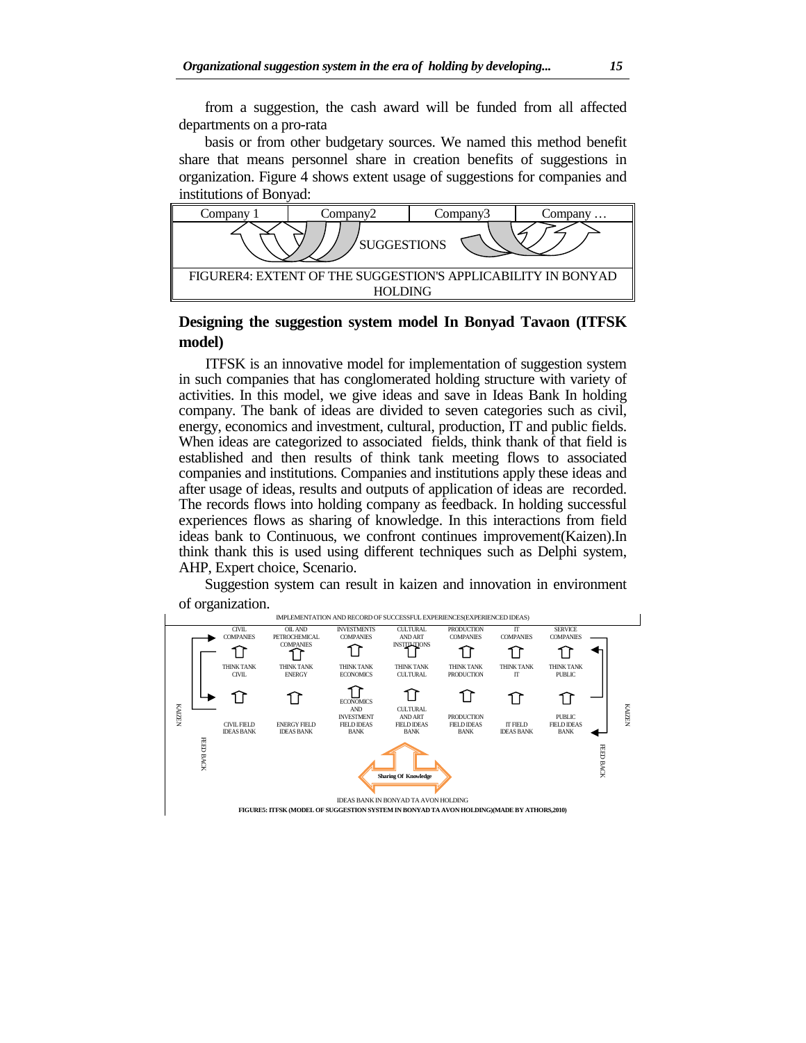from a suggestion, the cash award will be funded from all affected departments on a pro-rata

basis or from other budgetary sources. We named this method benefit share that means personnel share in creation benefits of suggestions in organization. Figure 4 shows extent usage of suggestions for companies and institutions of Bonyad:

| Company 1 | Company2 | Company3 | Company … |
|---|---|---|---|
| SUGGESTIONS | | | |
| FIGURER4: EXTENT OF THE SUGGESTION'S APPLICABILITY IN BONYAD HOLDING | | | |

## Designing the suggestion system model In Bonyad Tavaon (ITFSK model)

ITFSK is an innovative model for implementation of suggestion system in such companies that has conglomerated holding structure with variety of activities. In this model, we give ideas and save in Ideas Bank In holding company. The bank of ideas are divided to seven categories such as civil, energy, economics and investment, cultural, production, IT and public fields. When ideas are categorized to associated fields, think thank of that field is established and then results of think tank meeting flows to associated companies and institutions. Companies and institutions apply these ideas and after usage of ideas, results and outputs of application of ideas are recorded. The records flows into holding company as feedback. In holding successful experiences flows as sharing of knowledge. In this interactions from field ideas bank to Continuous, we confront continues improvement(Kaizen).In think thank this is used using different techniques such as Delphi system, AHP, Expert choice, Scenario.

Suggestion system can result in kaizen and innovation in environment of organization.

IMPLEMENTATION AND RECORD OF SUCCESSFUL EXPERIENCES(EXPERIENCED IDEAS)

| CIVIL COMPANIES | OIL AND PETROCHEMICAL COMPANIES | INVESTMENTS COMPANIES | CULTURAL AND ART INSTITUTIONS | PRODUCTION COMPANIES | IT COMPANIES | SERVICE COMPANIES |
|---|---|---|---|---|---|---|
| THINK TANK CIVIL | THINK TANK ENERGY | THINK TANK ECONOMICS | THINK TANK CULTURAL | THINK TANK PRODUCTION | THINK TANK IT | THINK TANK PUBLIC |
| CIVIL FIELD IDEAS BANK | ENERGY FIELD IDEAS BANK | ECONOMICS AND INVESTMENT FIELD IDEAS BANK | CULTURAL AND ART FIELD IDEAS BANK | PRODUCTION FIELD IDEAS BANK | IT FIELD IDEAS BANK | PUBLIC FIELD IDEAS BANK |

KAIZEN — FEED BACK — Sharing Of Knowledge — FEED BACK — KAIZEN

IDEAS BANK IN BONYAD TA AVON HOLDING

**FIGURE5: ITFSK (MODEL OF SUGGESTION SYSTEM IN BONYAD TA AVON HOLDING)(MADE BY ATHORS,2010)**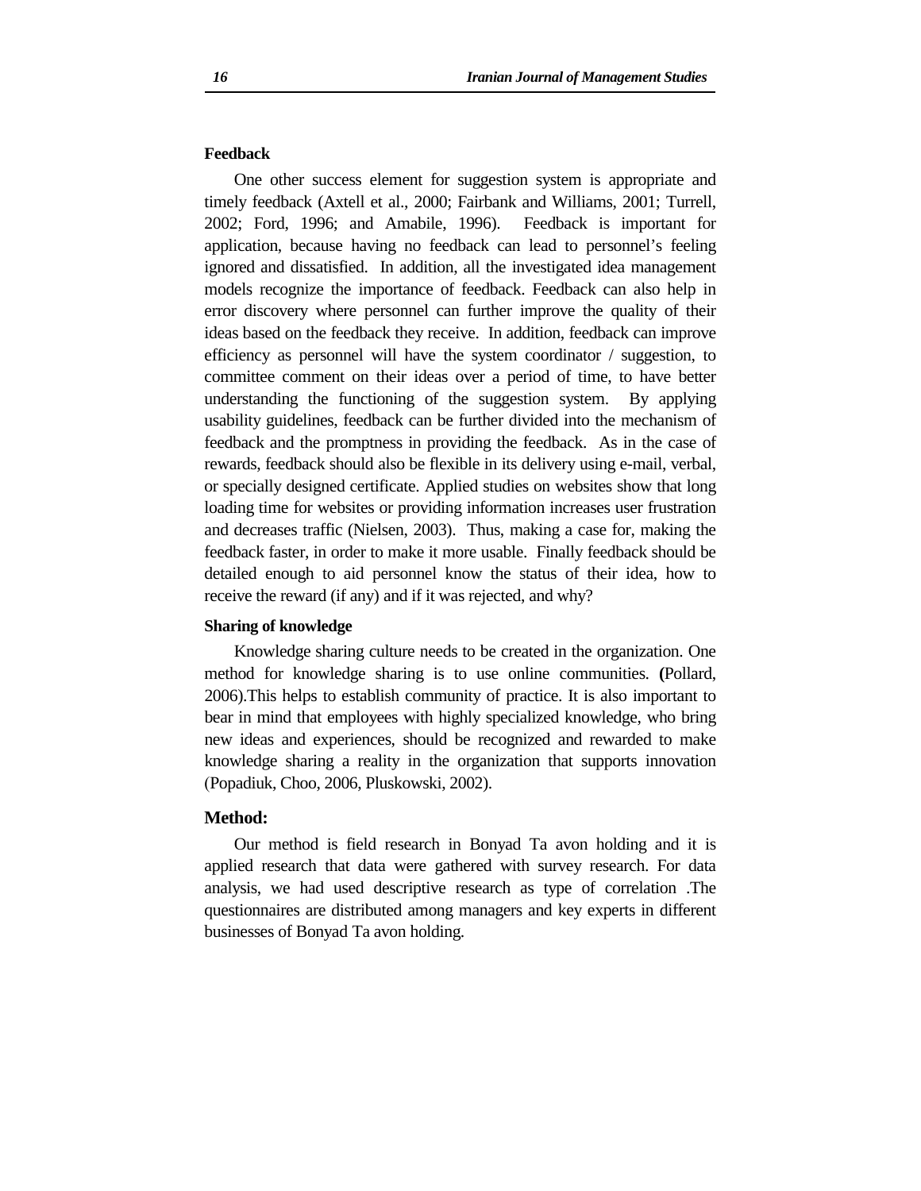### Feedback

One other success element for suggestion system is appropriate and timely feedback (Axtell et al., 2000; Fairbank and Williams, 2001; Turrell, 2002; Ford, 1996; and Amabile, 1996). Feedback is important for application, because having no feedback can lead to personnel's feeling ignored and dissatisfied. In addition, all the investigated idea management models recognize the importance of feedback. Feedback can also help in error discovery where personnel can further improve the quality of their ideas based on the feedback they receive. In addition, feedback can improve efficiency as personnel will have the system coordinator / suggestion, to committee comment on their ideas over a period of time, to have better understanding the functioning of the suggestion system. By applying usability guidelines, feedback can be further divided into the mechanism of feedback and the promptness in providing the feedback. As in the case of rewards, feedback should also be flexible in its delivery using e-mail, verbal, or specially designed certificate. Applied studies on websites show that long loading time for websites or providing information increases user frustration and decreases traffic (Nielsen, 2003). Thus, making a case for, making the feedback faster, in order to make it more usable. Finally feedback should be detailed enough to aid personnel know the status of their idea, how to receive the reward (if any) and if it was rejected, and why?

### Sharing of knowledge

Knowledge sharing culture needs to be created in the organization. One method for knowledge sharing is to use online communities. **(**Pollard, 2006).This helps to establish community of practice. It is also important to bear in mind that employees with highly specialized knowledge, who bring new ideas and experiences, should be recognized and rewarded to make knowledge sharing a reality in the organization that supports innovation (Popadiuk, Choo, 2006, Pluskowski, 2002).

## Method:

Our method is field research in Bonyad Ta avon holding and it is applied research that data were gathered with survey research. For data analysis, we had used descriptive research as type of correlation .The questionnaires are distributed among managers and key experts in different businesses of Bonyad Ta avon holding.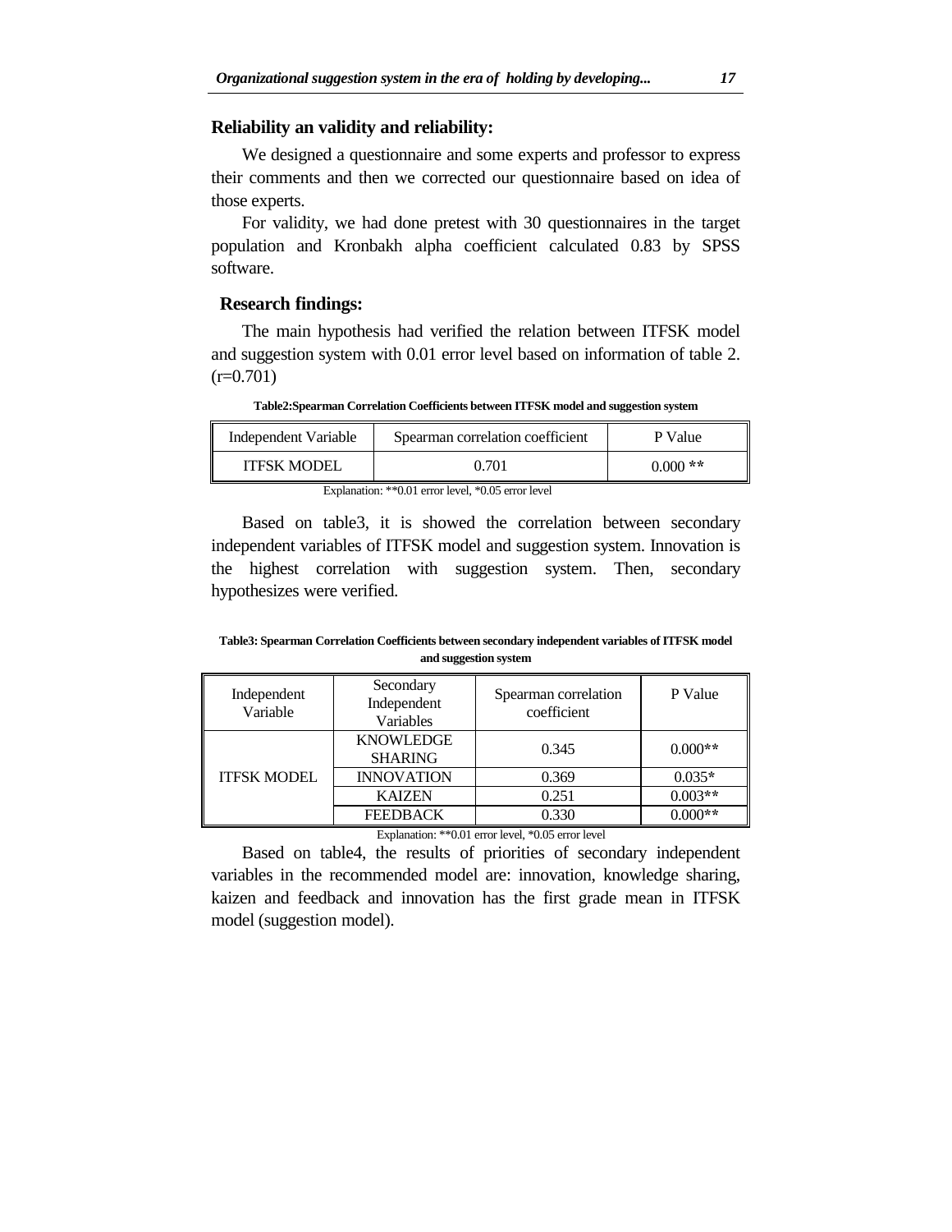### Reliability an validity and reliability:

We designed a questionnaire and some experts and professor to express their comments and then we corrected our questionnaire based on idea of those experts.

For validity, we had done pretest with 30 questionnaires in the target population and Kronbakh alpha coefficient calculated 0.83 by SPSS software.

### Research findings:

The main hypothesis had verified the relation between ITFSK model and suggestion system with 0.01 error level based on information of table 2. (r=0.701)

**Table2:Spearman Correlation Coefficients between ITFSK model and suggestion system**

| Independent Variable | Spearman correlation coefficient | P Value |
|---|---|---|
| ITFSK MODEL | 0.701 | 0.000 ** |

Explanation: **0.01 error level, *0.05 error level

Based on table3, it is showed the correlation between secondary independent variables of ITFSK model and suggestion system. Innovation is the highest correlation with suggestion system. Then, secondary hypothesizes were verified.

**Table3: Spearman Correlation Coefficients between secondary independent variables of ITFSK model and suggestion system**

| Independent Variable | Secondary Independent Variables | Spearman correlation coefficient | P Value |
|---|---|---|---|
| ITFSK MODEL | KNOWLEDGE SHARING | 0.345 | 0.000** |
| | INNOVATION | 0.369 | 0.035* |
| | KAIZEN | 0.251 | 0.003** |
| | FEEDBACK | 0.330 | 0.000** |

Explanation: **0.01 error level, *0.05 error level

Based on table4, the results of priorities of secondary independent variables in the recommended model are: innovation, knowledge sharing, kaizen and feedback and innovation has the first grade mean in ITFSK model (suggestion model).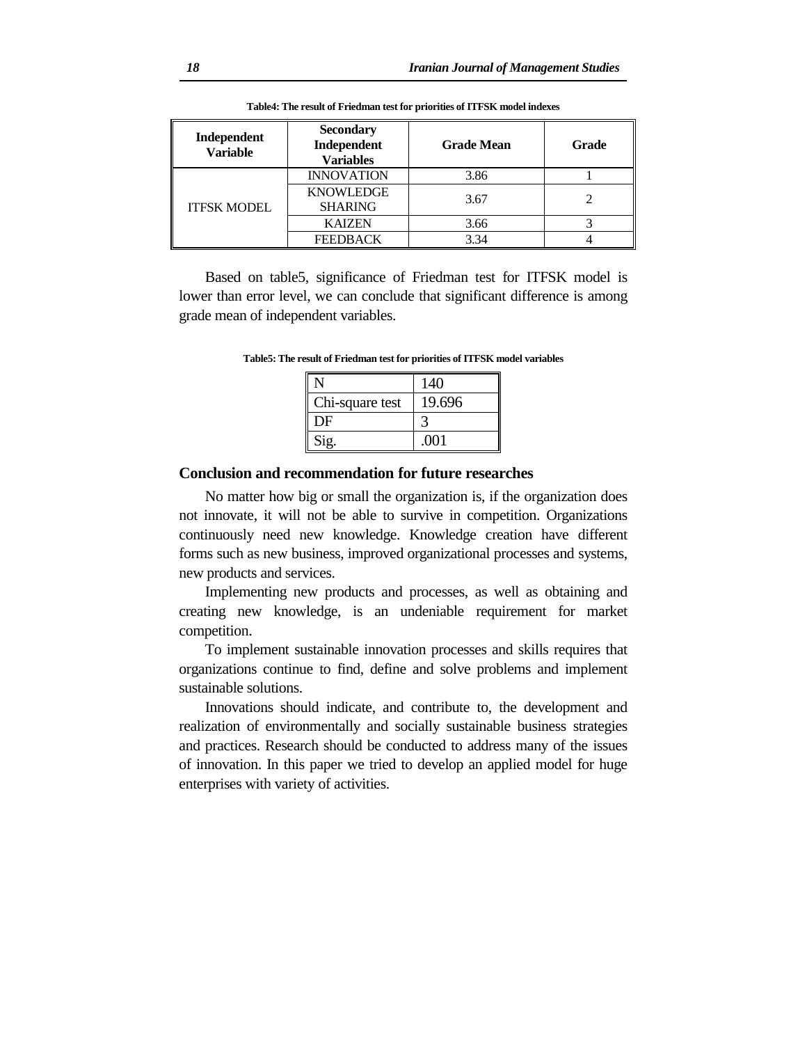**Table4: The result of Friedman test for priorities of ITFSK model indexes**

| Independent Variable | Secondary Independent Variables | Grade Mean | Grade |
|---|---|---|---|
| ITFSK MODEL | INNOVATION | 3.86 | 1 |
| | KNOWLEDGE SHARING | 3.67 | 2 |
| | KAIZEN | 3.66 | 3 |
| | FEEDBACK | 3.34 | 4 |

Based on table5, significance of Friedman test for ITFSK model is lower than error level, we can conclude that significant difference is among grade mean of independent variables.

**Table5: The result of Friedman test for priorities of ITFSK model variables**

| | |
|---|---|
| N | 140 |
| Chi-square test | 19.696 |
| DF | 3 |
| Sig. | .001 |

## Conclusion and recommendation for future researches

No matter how big or small the organization is, if the organization does not innovate, it will not be able to survive in competition. Organizations continuously need new knowledge. Knowledge creation have different forms such as new business, improved organizational processes and systems, new products and services.

Implementing new products and processes, as well as obtaining and creating new knowledge, is an undeniable requirement for market competition.

To implement sustainable innovation processes and skills requires that organizations continue to find, define and solve problems and implement sustainable solutions.

Innovations should indicate, and contribute to, the development and realization of environmentally and socially sustainable business strategies and practices. Research should be conducted to address many of the issues of innovation. In this paper we tried to develop an applied model for huge enterprises with variety of activities.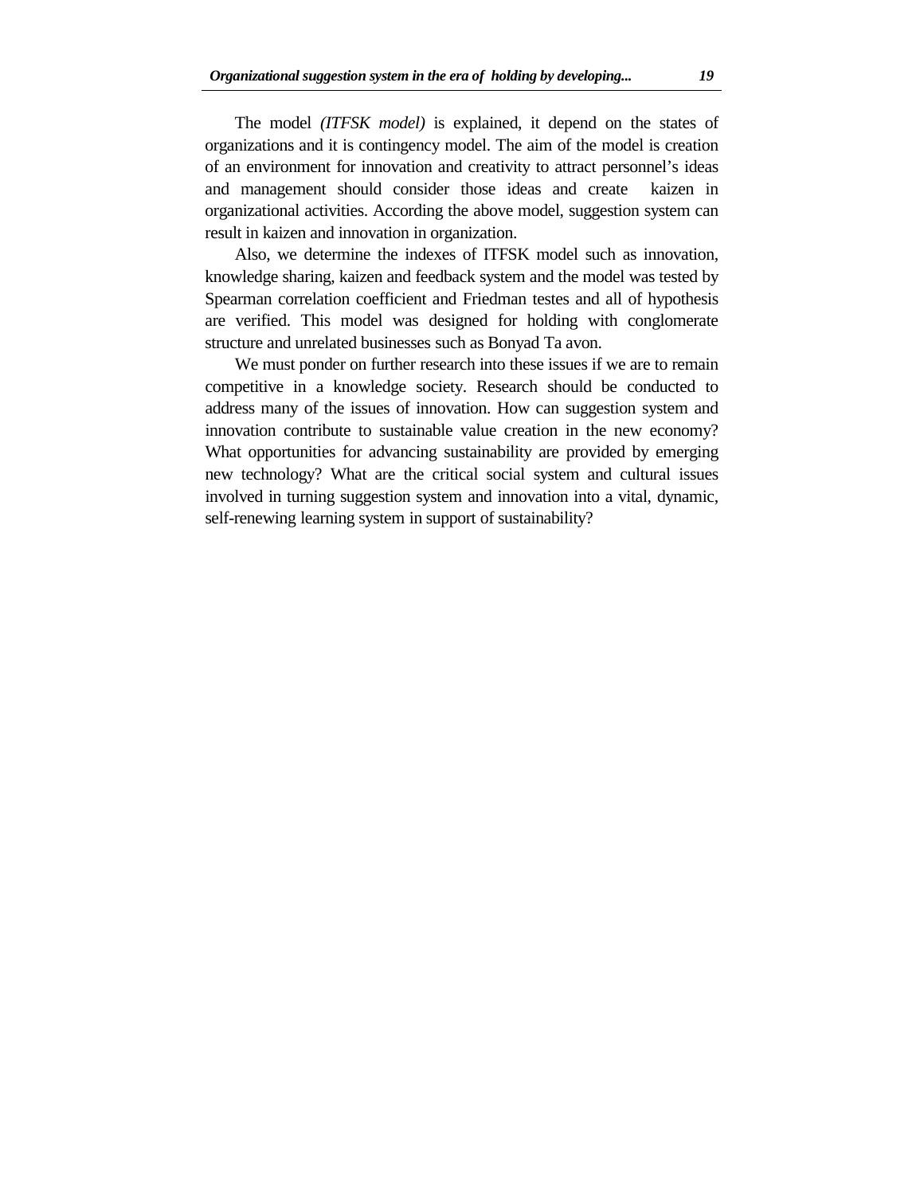The model *(ITFSK model)* is explained, it depend on the states of organizations and it is contingency model. The aim of the model is creation of an environment for innovation and creativity to attract personnel's ideas and management should consider those ideas and create kaizen in organizational activities. According the above model, suggestion system can result in kaizen and innovation in organization.

Also, we determine the indexes of ITFSK model such as innovation, knowledge sharing, kaizen and feedback system and the model was tested by Spearman correlation coefficient and Friedman testes and all of hypothesis are verified. This model was designed for holding with conglomerate structure and unrelated businesses such as Bonyad Ta avon.

We must ponder on further research into these issues if we are to remain competitive in a knowledge society. Research should be conducted to address many of the issues of innovation. How can suggestion system and innovation contribute to sustainable value creation in the new economy? What opportunities for advancing sustainability are provided by emerging new technology? What are the critical social system and cultural issues involved in turning suggestion system and innovation into a vital, dynamic, self-renewing learning system in support of sustainability?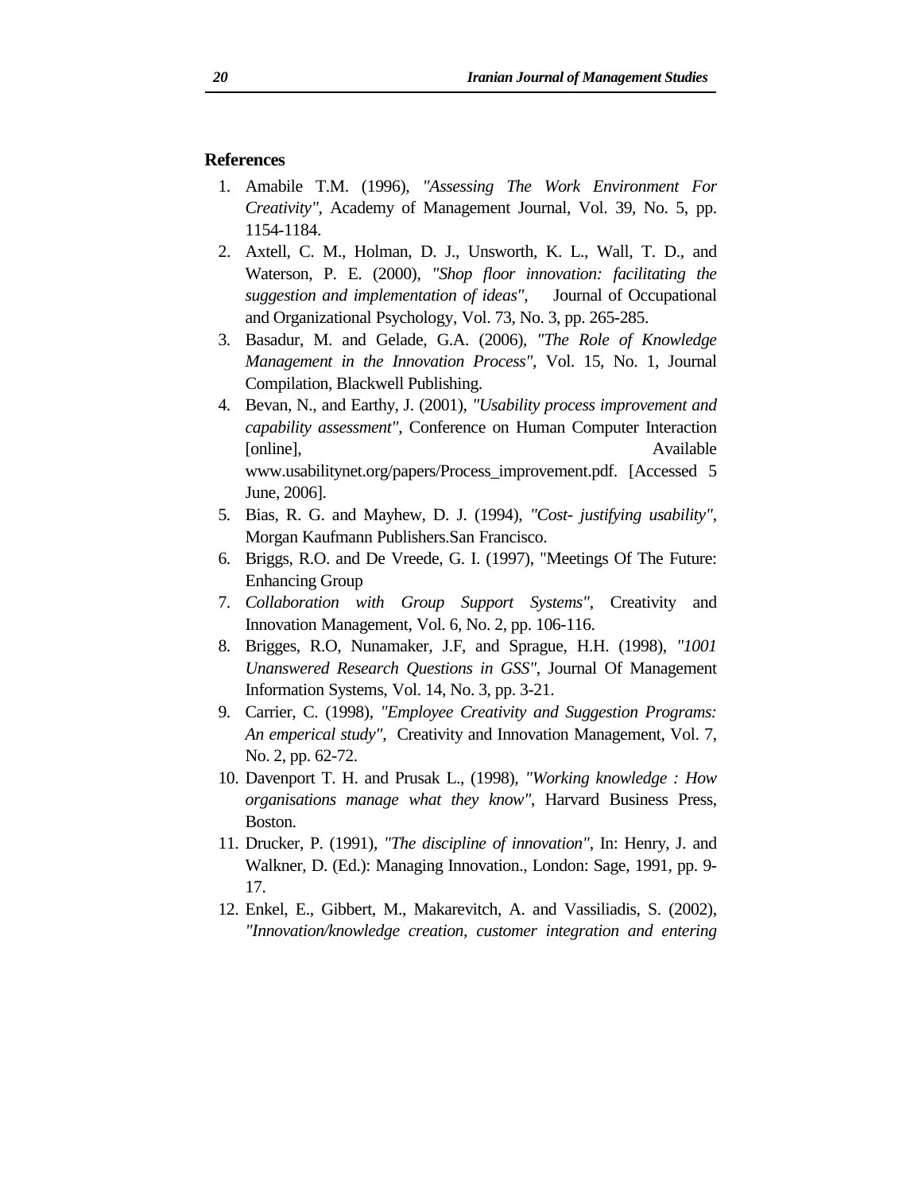**References**

1. Amabile T.M. (1996), *"Assessing The Work Environment For Creativity"*, Academy of Management Journal, Vol. 39, No. 5, pp. 1154-1184.
2. Axtell, C. M., Holman, D. J., Unsworth, K. L., Wall, T. D., and Waterson, P. E. (2000), *"Shop floor innovation: facilitating the suggestion and implementation of ideas"*, Journal of Occupational and Organizational Psychology, Vol. 73, No. 3, pp. 265-285.
3. Basadur, M. and Gelade, G.A. (2006), *"The Role of Knowledge Management in the Innovation Process"*, Vol. 15, No. 1, Journal Compilation, Blackwell Publishing.
4. Bevan, N., and Earthy, J. (2001), *"Usability process improvement and capability assessment"*, Conference on Human Computer Interaction [online], Available www.usabilitynet.org/papers/Process_improvement.pdf. [Accessed 5 June, 2006].
5. Bias, R. G. and Mayhew, D. J. (1994), *"Cost- justifying usability"*, Morgan Kaufmann Publishers.San Francisco.
6. Briggs, R.O. and De Vreede, G. I. (1997), "Meetings Of The Future: Enhancing Group
7. *Collaboration with Group Support Systems"*, Creativity and Innovation Management, Vol. 6, No. 2, pp. 106-116.
8. Brigges, R.O, Nunamaker, J.F, and Sprague, H.H. (1998), *"1001 Unanswered Research Questions in GSS"*, Journal Of Management Information Systems, Vol. 14, No. 3, pp. 3-21.
9. Carrier, C. (1998), *"Employee Creativity and Suggestion Programs: An emperical study"*, Creativity and Innovation Management, Vol. 7, No. 2, pp. 62-72.
10. Davenport T. H. and Prusak L., (1998), *"Working knowledge : How organisations manage what they know"*, Harvard Business Press, Boston.
11. Drucker, P. (1991), *"The discipline of innovation"*, In: Henry, J. and Walkner, D. (Ed.): Managing Innovation., London: Sage, 1991, pp. 9-17.
12. Enkel, E., Gibbert, M., Makarevitch, A. and Vassiliadis, S. (2002), *"Innovation/knowledge creation, customer integration and entering*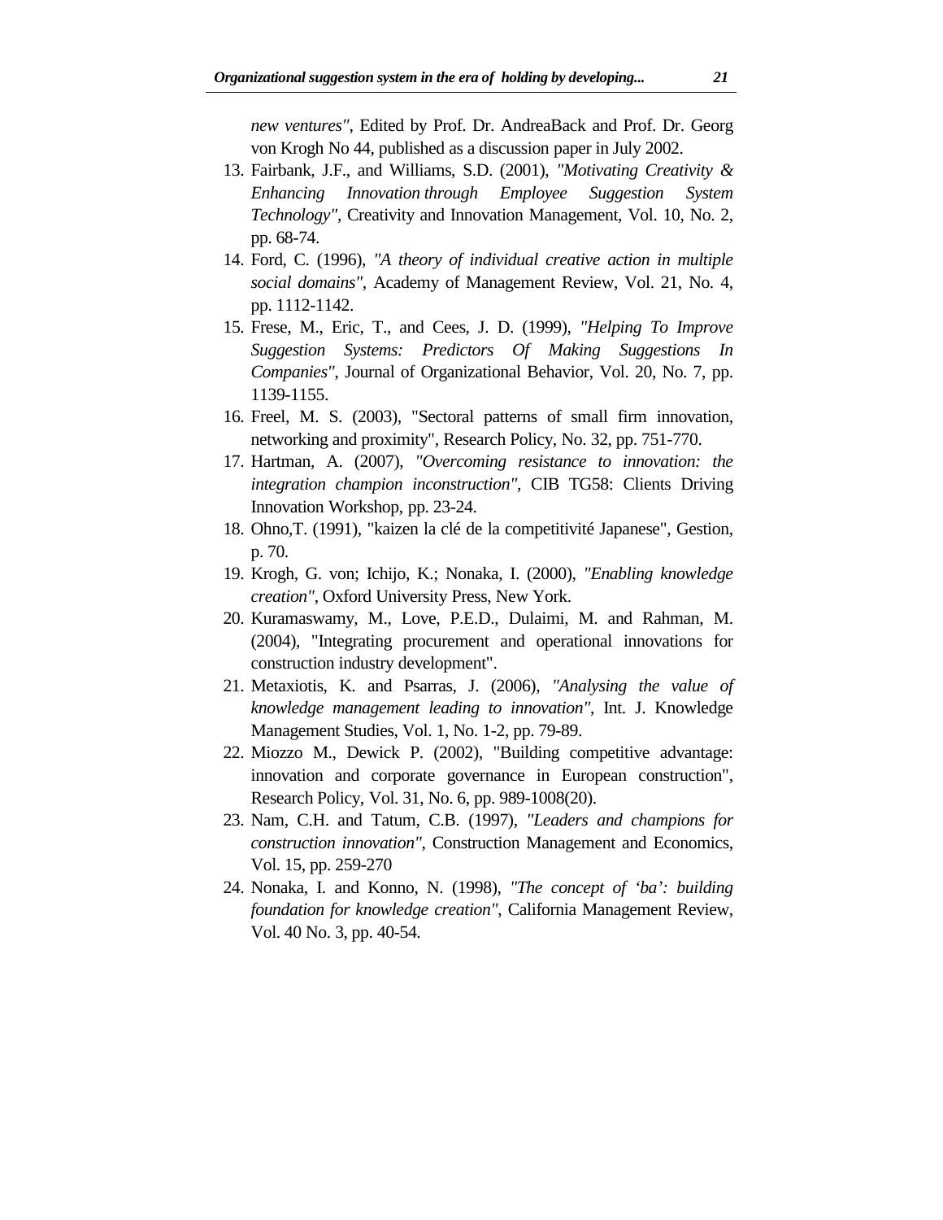*new ventures"*, Edited by Prof. Dr. AndreaBack and Prof. Dr. Georg von Krogh No 44, published as a discussion paper in July 2002.

13. Fairbank, J.F., and Williams, S.D. (2001), *"Motivating Creativity & Enhancing Innovation through Employee Suggestion System Technology"*, Creativity and Innovation Management, Vol. 10, No. 2, pp. 68-74.
14. Ford, C. (1996), *"A theory of individual creative action in multiple social domains"*, Academy of Management Review, Vol. 21, No. 4, pp. 1112-1142.
15. Frese, M., Eric, T., and Cees, J. D. (1999), *"Helping To Improve Suggestion Systems: Predictors Of Making Suggestions In Companies"*, Journal of Organizational Behavior, Vol. 20, No. 7, pp. 1139-1155.
16. Freel, M. S. (2003), "Sectoral patterns of small firm innovation, networking and proximity", Research Policy, No. 32, pp. 751-770.
17. Hartman, A. (2007), *"Overcoming resistance to innovation: the integration champion inconstruction"*, CIB TG58: Clients Driving Innovation Workshop, pp. 23-24.
18. Ohno,T. (1991), "kaizen la clé de la competitivité Japanese", Gestion, p. 70.
19. Krogh, G. von; Ichijo, K.; Nonaka, I. (2000), *"Enabling knowledge creation"*, Oxford University Press, New York.
20. Kuramaswamy, M., Love, P.E.D., Dulaimi, M. and Rahman, M. (2004), "Integrating procurement and operational innovations for construction industry development".
21. Metaxiotis, K. and Psarras, J. (2006), *"Analysing the value of knowledge management leading to innovation"*, Int. J. Knowledge Management Studies, Vol. 1, No. 1-2, pp. 79-89.
22. Miozzo M., Dewick P. (2002), "Building competitive advantage: innovation and corporate governance in European construction", Research Policy, Vol. 31, No. 6, pp. 989-1008(20).
23. Nam, C.H. and Tatum, C.B. (1997), *"Leaders and champions for construction innovation"*, Construction Management and Economics, Vol. 15, pp. 259-270
24. Nonaka, I. and Konno, N. (1998), *"The concept of 'ba': building foundation for knowledge creation"*, California Management Review, Vol. 40 No. 3, pp. 40-54.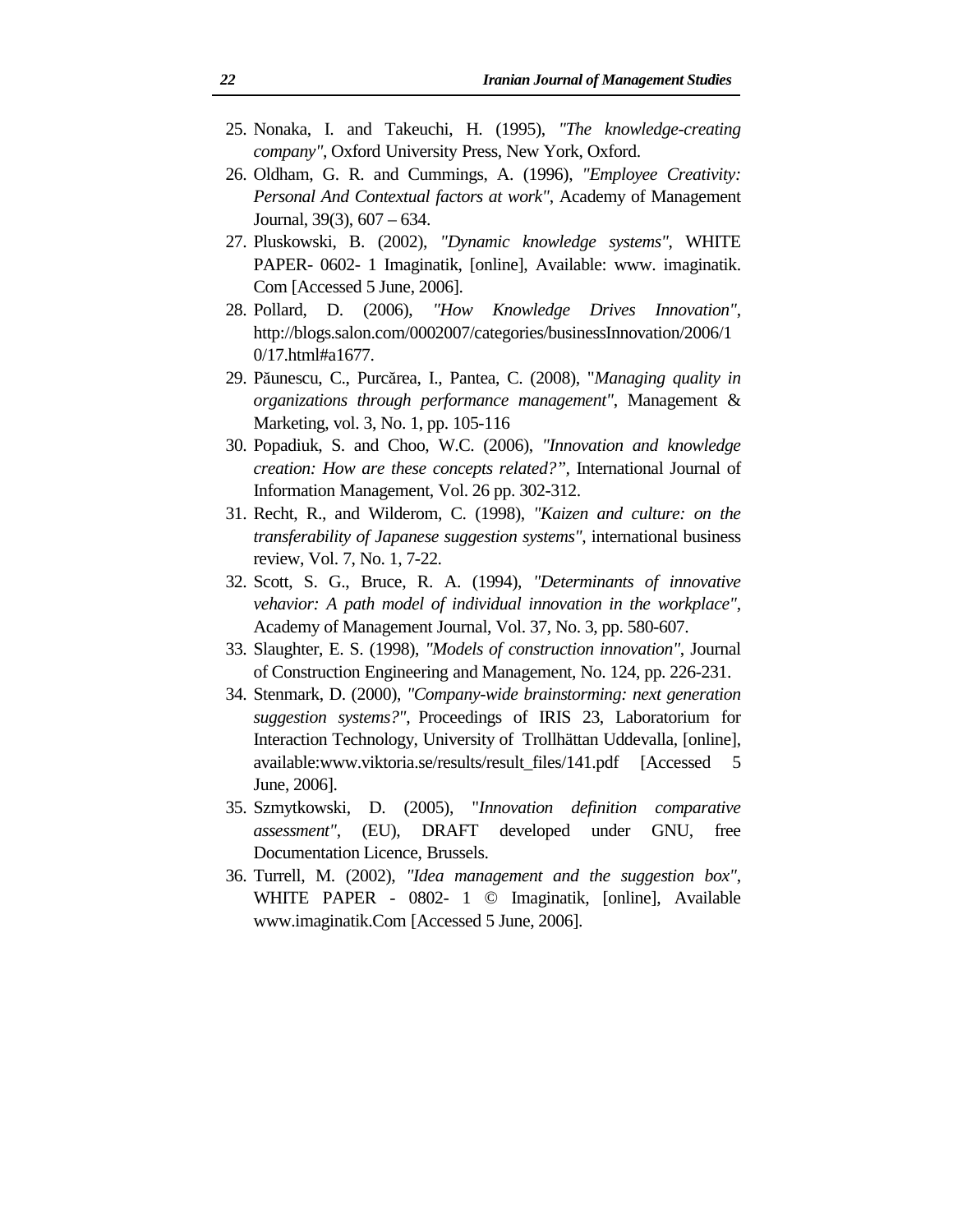25. Nonaka, I. and Takeuchi, H. (1995), *"The knowledge-creating company"*, Oxford University Press, New York, Oxford.
26. Oldham, G. R. and Cummings, A. (1996), *"Employee Creativity: Personal And Contextual factors at work"*, Academy of Management Journal, 39(3), 607 – 634.
27. Pluskowski, B. (2002), *"Dynamic knowledge systems"*, WHITE PAPER- 0602- 1 Imaginatik, [online], Available: www. imaginatik. Com [Accessed 5 June, 2006].
28. Pollard, D. (2006), *"How Knowledge Drives Innovation"*, http://blogs.salon.com/0002007/categories/businessInnovation/2006/10/17.html#a1677.
29. Păunescu, C., Purcărea, I., Pantea, C. (2008), "*Managing quality in organizations through performance management"*, Management & Marketing, vol. 3, No. 1, pp. 105-116
30. Popadiuk, S. and Choo, W.C. (2006), *"Innovation and knowledge creation: How are these concepts related?"*, International Journal of Information Management, Vol. 26 pp. 302-312.
31. Recht, R., and Wilderom, C. (1998), *"Kaizen and culture: on the transferability of Japanese suggestion systems"*, international business review, Vol. 7, No. 1, 7-22.
32. Scott, S. G., Bruce, R. A. (1994), *"Determinants of innovative vehavior: A path model of individual innovation in the workplace"*, Academy of Management Journal, Vol. 37, No. 3, pp. 580-607.
33. Slaughter, E. S. (1998), *"Models of construction innovation"*, Journal of Construction Engineering and Management, No. 124, pp. 226-231.
34. Stenmark, D. (2000), *"Company-wide brainstorming: next generation suggestion systems?"*, Proceedings of IRIS 23, Laboratorium for Interaction Technology, University of Trollhättan Uddevalla, [online], available:www.viktoria.se/results/result_files/141.pdf [Accessed 5 June, 2006].
35. Szmytkowski, D. (2005), "*Innovation definition comparative assessment"*, (EU), DRAFT developed under GNU, free Documentation Licence, Brussels.
36. Turrell, M. (2002), *"Idea management and the suggestion box"*, WHITE PAPER - 0802- 1 © Imaginatik, [online], Available www.imaginatik.Com [Accessed 5 June, 2006].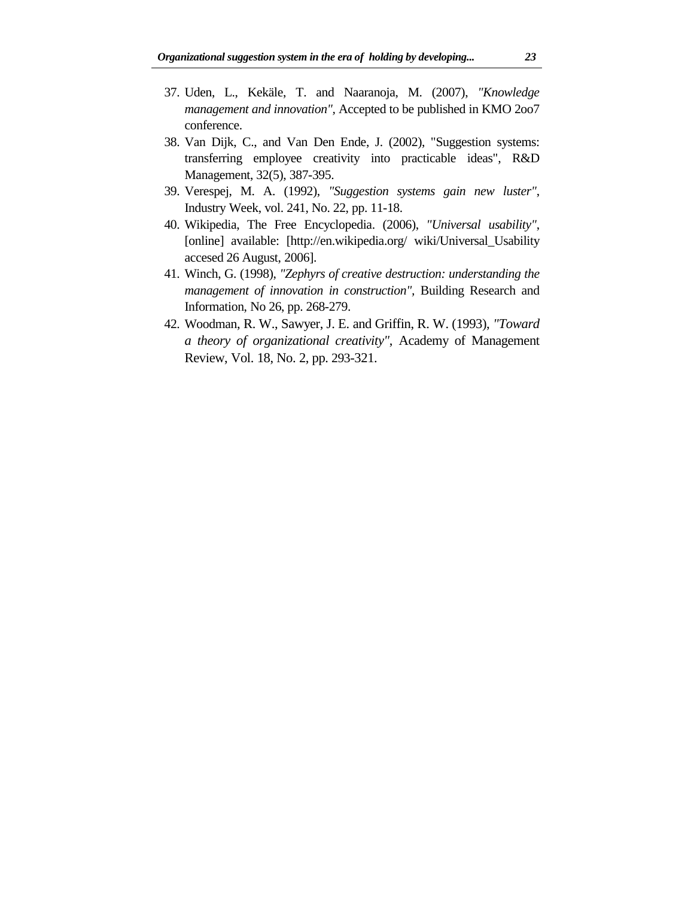37. Uden, L., Kekäle, T. and Naaranoja, M. (2007), *"Knowledge management and innovation"*, Accepted to be published in KMO 2oo7 conference.
38. Van Dijk, C., and Van Den Ende, J. (2002), "Suggestion systems: transferring employee creativity into practicable ideas", R&D Management, 32(5), 387-395.
39. Verespej, M. A. (1992), *"Suggestion systems gain new luster"*, Industry Week, vol. 241, No. 22, pp. 11-18.
40. Wikipedia, The Free Encyclopedia. (2006), *"Universal usability"*, [online] available: [http://en.wikipedia.org/ wiki/Universal_Usability accesed 26 August, 2006].
41. Winch, G. (1998), *"Zephyrs of creative destruction: understanding the management of innovation in construction"*, Building Research and Information, No 26, pp. 268-279.
42. Woodman, R. W., Sawyer, J. E. and Griffin, R. W. (1993), *"Toward a theory of organizational creativity"*, Academy of Management Review, Vol. 18, No. 2, pp. 293-321.